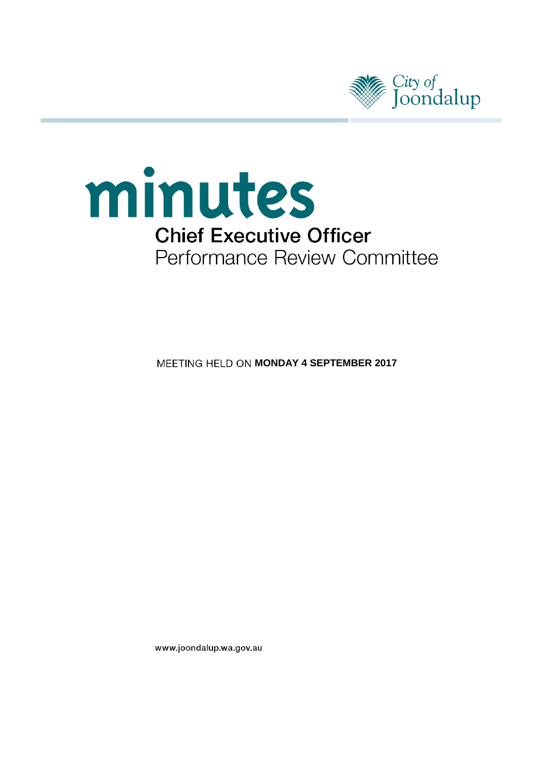City of Joondalup

# minutes

## Chief Executive Officer Performance Review Committee

MEETING HELD ON **MONDAY 4 SEPTEMBER 2017**

www.joondalup.wa.gov.au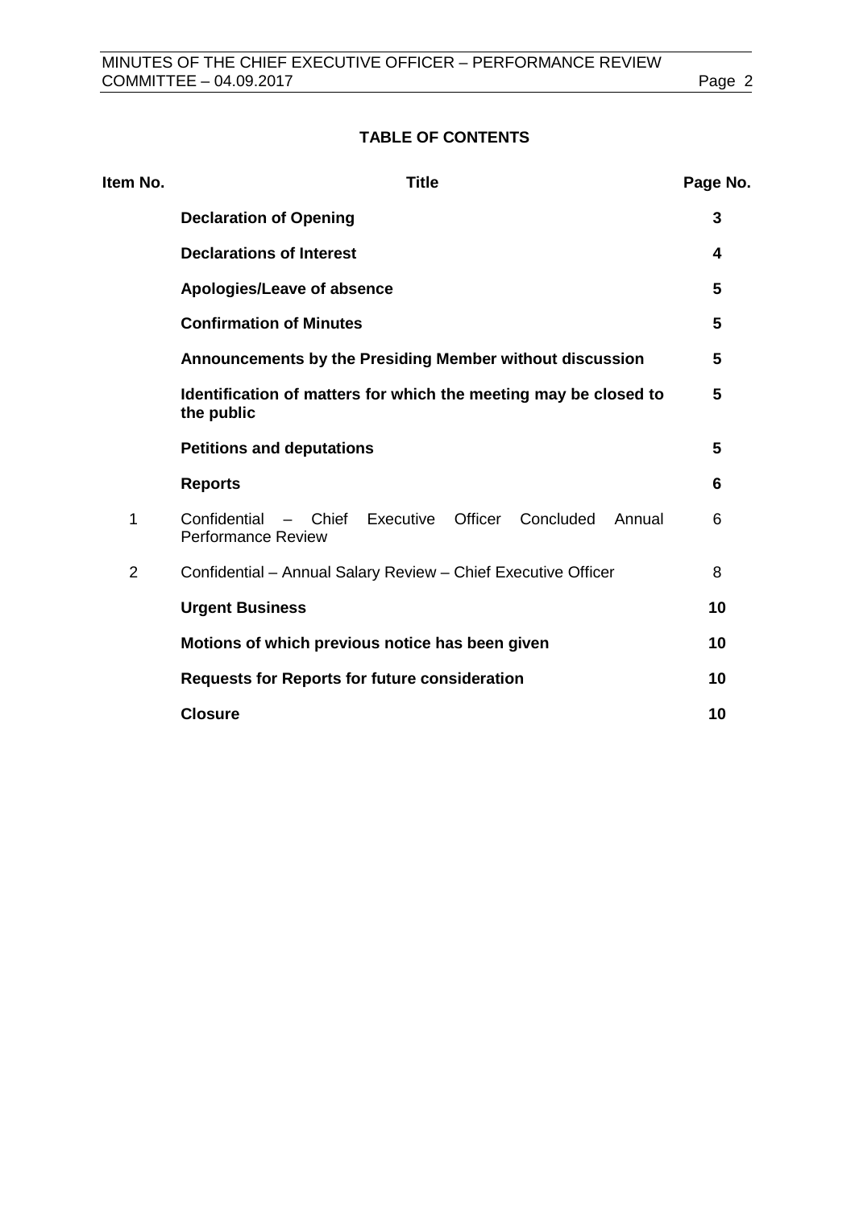## TABLE OF CONTENTS

| Item No. | Title | Page No. |
|---|---|---|
| | **Declaration of Opening** | **3** |
| | **Declarations of Interest** | **4** |
| | **Apologies/Leave of absence** | **5** |
| | **Confirmation of Minutes** | **5** |
| | **Announcements by the Presiding Member without discussion** | **5** |
| | **Identification of matters for which the meeting may be closed to the public** | **5** |
| | **Petitions and deputations** | **5** |
| | **Reports** | **6** |
| 1 | Confidential – Chief Executive Officer Concluded Annual Performance Review | 6 |
| 2 | Confidential – Annual Salary Review – Chief Executive Officer | 8 |
| | **Urgent Business** | **10** |
| | **Motions of which previous notice has been given** | **10** |
| | **Requests for Reports for future consideration** | **10** |
| | **Closure** | **10** |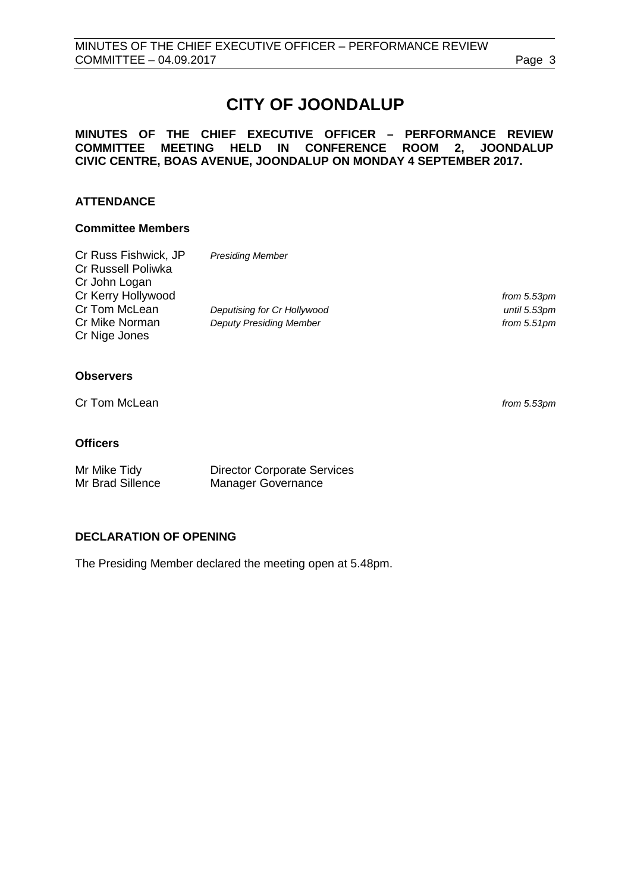# CITY OF JOONDALUP

**MINUTES OF THE CHIEF EXECUTIVE OFFICER – PERFORMANCE REVIEW COMMITTEE MEETING HELD IN CONFERENCE ROOM 2, JOONDALUP CIVIC CENTRE, BOAS AVENUE, JOONDALUP ON MONDAY 4 SEPTEMBER 2017.**

## ATTENDANCE

### Committee Members

| | | |
|---|---|---|
| Cr Russ Fishwick, JP | *Presiding Member* | |
| Cr Russell Poliwka | | |
| Cr John Logan | | |
| Cr Kerry Hollywood | | *from 5.53pm* |
| Cr Tom McLean | *Deputising for Cr Hollywood* | *until 5.53pm* |
| Cr Mike Norman | *Deputy Presiding Member* | *from 5.51pm* |
| Cr Nige Jones | | |

### Observers

| | |
|---|---|
| Cr Tom McLean | *from 5.53pm* |

### Officers

| | |
|---|---|
| Mr Mike Tidy | Director Corporate Services |
| Mr Brad Sillence | Manager Governance |

## DECLARATION OF OPENING

The Presiding Member declared the meeting open at 5.48pm.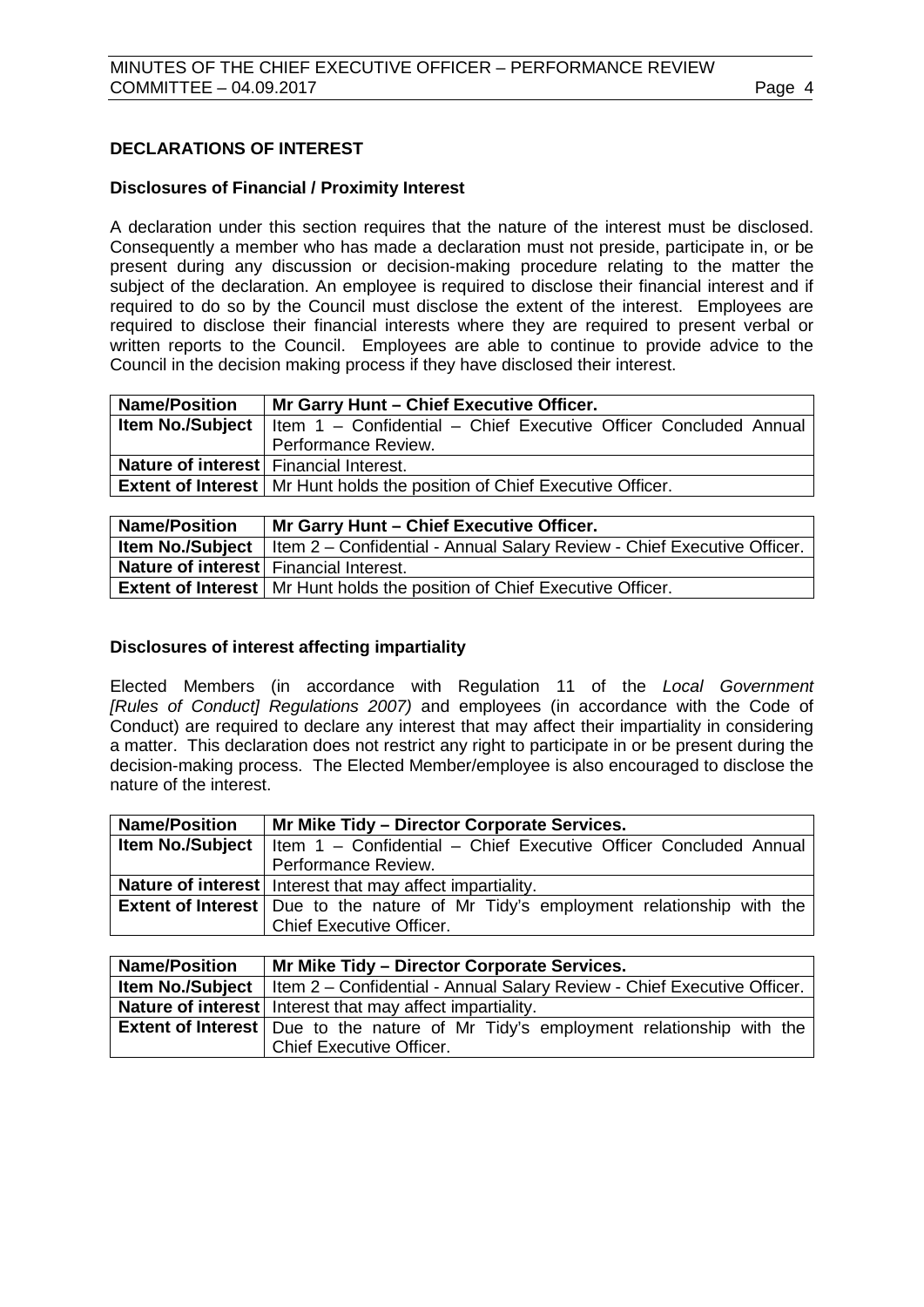## DECLARATIONS OF INTEREST

### Disclosures of Financial / Proximity Interest

A declaration under this section requires that the nature of the interest must be disclosed. Consequently a member who has made a declaration must not preside, participate in, or be present during any discussion or decision-making procedure relating to the matter the subject of the declaration. An employee is required to disclose their financial interest and if required to do so by the Council must disclose the extent of the interest. Employees are required to disclose their financial interests where they are required to present verbal or written reports to the Council. Employees are able to continue to provide advice to the Council in the decision making process if they have disclosed their interest.

| **Name/Position** | **Mr Garry Hunt – Chief Executive Officer.** |
|---|---|
| **Item No./Subject** | Item 1 – Confidential – Chief Executive Officer Concluded Annual Performance Review. |
| **Nature of interest** | Financial Interest. |
| **Extent of Interest** | Mr Hunt holds the position of Chief Executive Officer. |

| **Name/Position** | **Mr Garry Hunt – Chief Executive Officer.** |
|---|---|
| **Item No./Subject** | Item 2 – Confidential - Annual Salary Review - Chief Executive Officer. |
| **Nature of interest** | Financial Interest. |
| **Extent of Interest** | Mr Hunt holds the position of Chief Executive Officer. |

### Disclosures of interest affecting impartiality

Elected Members (in accordance with Regulation 11 of the *Local Government [Rules of Conduct] Regulations 2007)* and employees (in accordance with the Code of Conduct) are required to declare any interest that may affect their impartiality in considering a matter. This declaration does not restrict any right to participate in or be present during the decision-making process. The Elected Member/employee is also encouraged to disclose the nature of the interest.

| **Name/Position** | **Mr Mike Tidy – Director Corporate Services.** |
|---|---|
| **Item No./Subject** | Item 1 – Confidential – Chief Executive Officer Concluded Annual Performance Review. |
| **Nature of interest** | Interest that may affect impartiality. |
| **Extent of Interest** | Due to the nature of Mr Tidy's employment relationship with the Chief Executive Officer. |

| **Name/Position** | **Mr Mike Tidy – Director Corporate Services.** |
|---|---|
| **Item No./Subject** | Item 2 – Confidential - Annual Salary Review - Chief Executive Officer. |
| **Nature of interest** | Interest that may affect impartiality. |
| **Extent of Interest** | Due to the nature of Mr Tidy's employment relationship with the Chief Executive Officer. |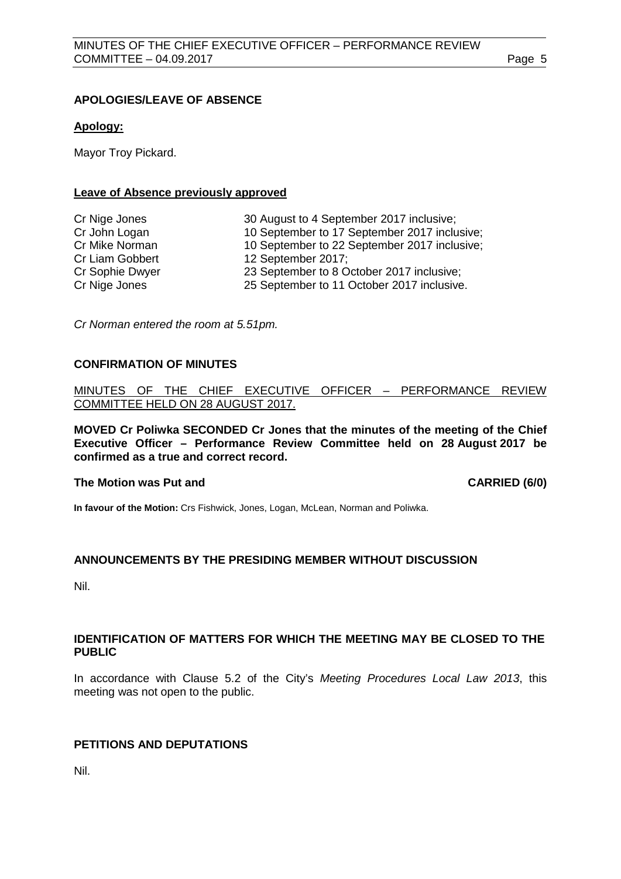## APOLOGIES/LEAVE OF ABSENCE

**Apology:**

Mayor Troy Pickard.

**Leave of Absence previously approved**

| | |
|---|---|
| Cr Nige Jones | 30 August to 4 September 2017 inclusive; |
| Cr John Logan | 10 September to 17 September 2017 inclusive; |
| Cr Mike Norman | 10 September to 22 September 2017 inclusive; |
| Cr Liam Gobbert | 12 September 2017; |
| Cr Sophie Dwyer | 23 September to 8 October 2017 inclusive; |
| Cr Nige Jones | 25 September to 11 October 2017 inclusive. |

*Cr Norman entered the room at 5.51pm.*

## CONFIRMATION OF MINUTES

MINUTES OF THE CHIEF EXECUTIVE OFFICER – PERFORMANCE REVIEW COMMITTEE HELD ON 28 AUGUST 2017.

**MOVED Cr Poliwka SECONDED Cr Jones that the minutes of the meeting of the Chief Executive Officer – Performance Review Committee held on 28 August 2017 be confirmed as a true and correct record.**

**The Motion was Put and CARRIED (6/0)**

**In favour of the Motion:** Crs Fishwick, Jones, Logan, McLean, Norman and Poliwka.

## ANNOUNCEMENTS BY THE PRESIDING MEMBER WITHOUT DISCUSSION

Nil.

## IDENTIFICATION OF MATTERS FOR WHICH THE MEETING MAY BE CLOSED TO THE PUBLIC

In accordance with Clause 5.2 of the City's *Meeting Procedures Local Law 2013*, this meeting was not open to the public.

## PETITIONS AND DEPUTATIONS

Nil.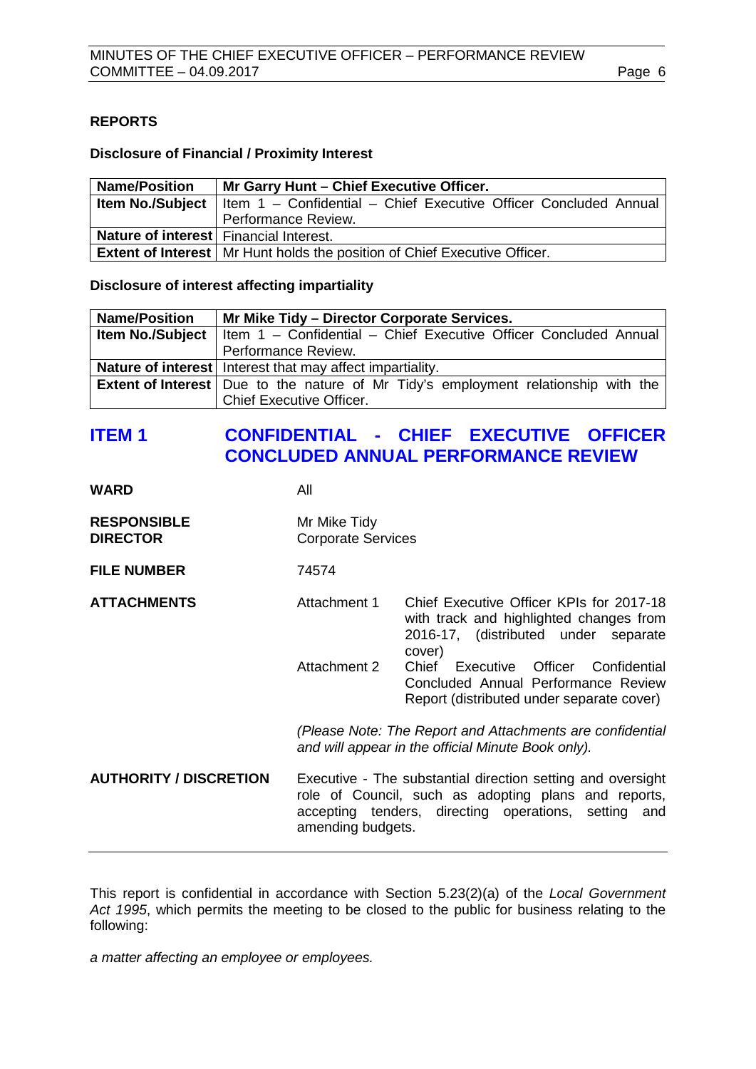## REPORTS

### Disclosure of Financial / Proximity Interest

| Name/Position | Mr Garry Hunt – Chief Executive Officer. |
|---|---|
| **Item No./Subject** | Item 1 – Confidential – Chief Executive Officer Concluded Annual Performance Review. |
| **Nature of interest** | Financial Interest. |
| **Extent of Interest** | Mr Hunt holds the position of Chief Executive Officer. |

### Disclosure of interest affecting impartiality

| Name/Position | Mr Mike Tidy – Director Corporate Services. |
|---|---|
| **Item No./Subject** | Item 1 – Confidential – Chief Executive Officer Concluded Annual Performance Review. |
| **Nature of interest** | Interest that may affect impartiality. |
| **Extent of Interest** | Due to the nature of Mr Tidy's employment relationship with the Chief Executive Officer. |

# ITEM 1 CONFIDENTIAL - CHIEF EXECUTIVE OFFICER CONCLUDED ANNUAL PERFORMANCE REVIEW

**WARD** All

**RESPONSIBLE DIRECTOR** Mr Mike Tidy
Corporate Services

**FILE NUMBER** 74574

**ATTACHMENTS**

| | |
|---|---|
| Attachment 1 | Chief Executive Officer KPIs for 2017-18 with track and highlighted changes from 2016-17, (distributed under separate cover) |
| Attachment 2 | Chief Executive Officer Confidential Concluded Annual Performance Review Report (distributed under separate cover) |

*(Please Note: The Report and Attachments are confidential and will appear in the official Minute Book only).*

**AUTHORITY / DISCRETION** Executive - The substantial direction setting and oversight role of Council, such as adopting plans and reports, accepting tenders, directing operations, setting and amending budgets.

---

This report is confidential in accordance with Section 5.23(2)(a) of the *Local Government Act 1995*, which permits the meeting to be closed to the public for business relating to the following:

*a matter affecting an employee or employees.*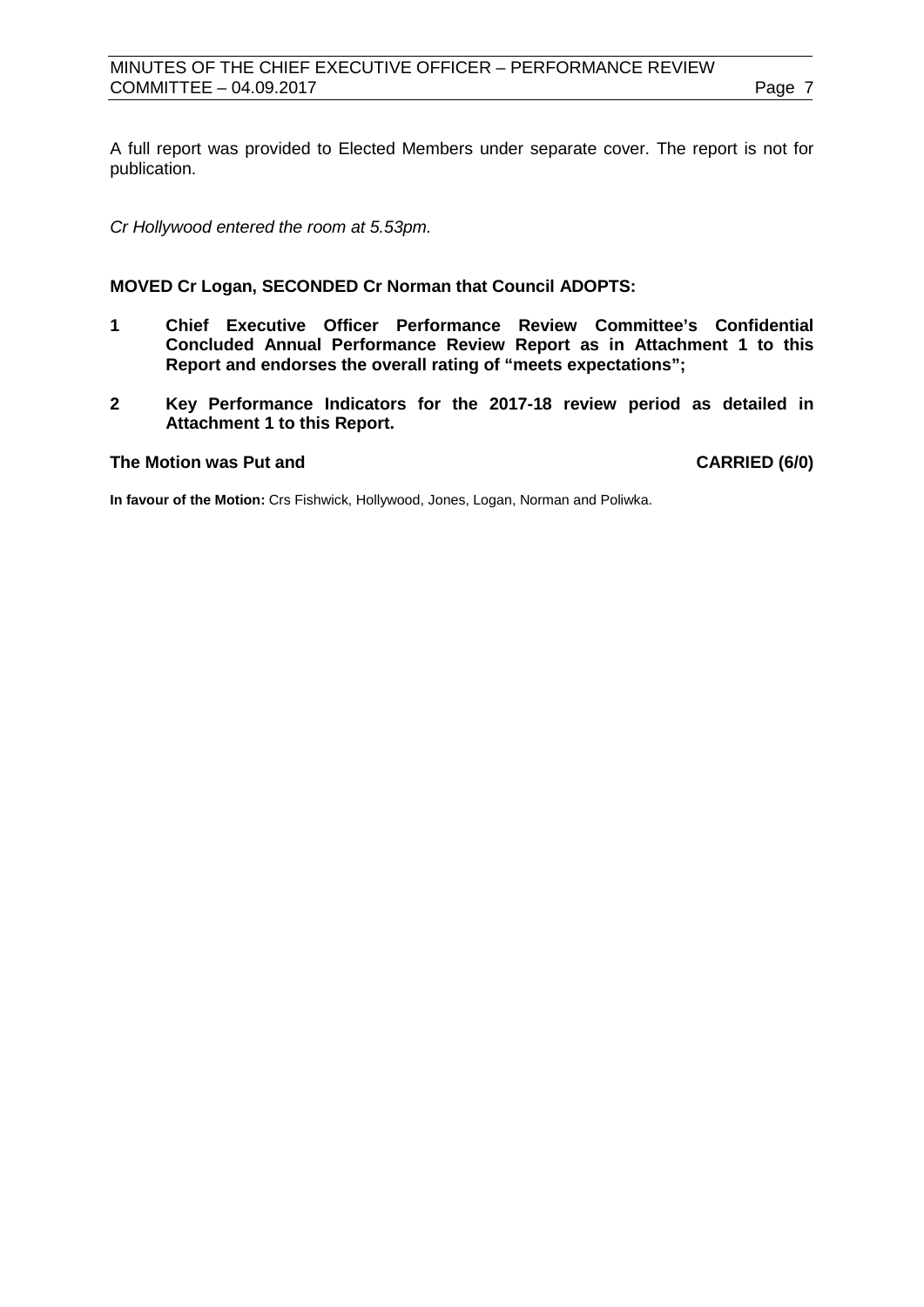A full report was provided to Elected Members under separate cover. The report is not for publication.

*Cr Hollywood entered the room at 5.53pm.*

**MOVED Cr Logan, SECONDED Cr Norman that Council ADOPTS:**

**1 Chief Executive Officer Performance Review Committee's Confidential Concluded Annual Performance Review Report as in Attachment 1 to this Report and endorses the overall rating of "meets expectations";**

**2 Key Performance Indicators for the 2017-18 review period as detailed in Attachment 1 to this Report.**

**The Motion was Put and CARRIED (6/0)**

**In favour of the Motion:** Crs Fishwick, Hollywood, Jones, Logan, Norman and Poliwka.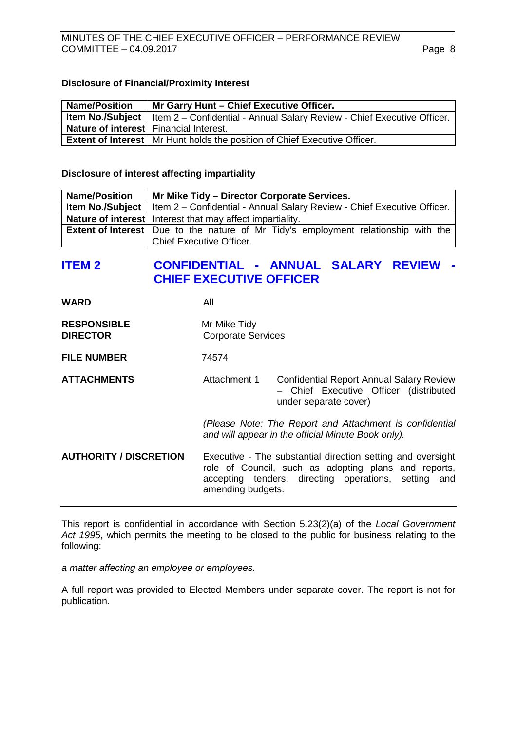**Disclosure of Financial/Proximity Interest**

| Name/Position | Mr Garry Hunt – Chief Executive Officer. |
|---|---|
| **Item No./Subject** | Item 2 – Confidential - Annual Salary Review - Chief Executive Officer. |
| **Nature of interest** | Financial Interest. |
| **Extent of Interest** | Mr Hunt holds the position of Chief Executive Officer. |

**Disclosure of interest affecting impartiality**

| Name/Position | Mr Mike Tidy – Director Corporate Services. |
|---|---|
| **Item No./Subject** | Item 2 – Confidential - Annual Salary Review - Chief Executive Officer. |
| **Nature of interest** | Interest that may affect impartiality. |
| **Extent of Interest** | Due to the nature of Mr Tidy's employment relationship with the Chief Executive Officer. |

## ITEM 2 CONFIDENTIAL - ANNUAL SALARY REVIEW - CHIEF EXECUTIVE OFFICER

**WARD** All

**RESPONSIBLE DIRECTOR** Mr Mike Tidy  
Corporate Services

**FILE NUMBER** 74574

**ATTACHMENTS** Attachment 1 Confidential Report Annual Salary Review – Chief Executive Officer (distributed under separate cover)

*(Please Note: The Report and Attachment is confidential and will appear in the official Minute Book only).*

**AUTHORITY / DISCRETION** Executive - The substantial direction setting and oversight role of Council, such as adopting plans and reports, accepting tenders, directing operations, setting and amending budgets.

This report is confidential in accordance with Section 5.23(2)(a) of the *Local Government Act 1995*, which permits the meeting to be closed to the public for business relating to the following:

*a matter affecting an employee or employees.*

A full report was provided to Elected Members under separate cover. The report is not for publication.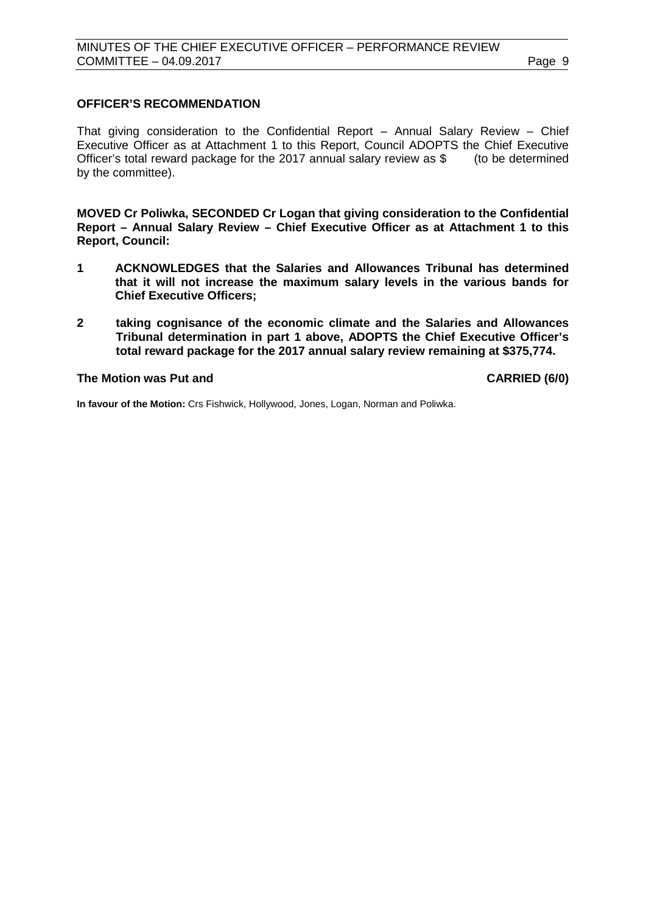**OFFICER'S RECOMMENDATION**

That giving consideration to the Confidential Report – Annual Salary Review – Chief Executive Officer as at Attachment 1 to this Report, Council ADOPTS the Chief Executive Officer's total reward package for the 2017 annual salary review as $ (to be determined by the committee).

**MOVED Cr Poliwka, SECONDED Cr Logan that giving consideration to the Confidential Report – Annual Salary Review – Chief Executive Officer as at Attachment 1 to this Report, Council:**

1. **ACKNOWLEDGES that the Salaries and Allowances Tribunal has determined that it will not increase the maximum salary levels in the various bands for Chief Executive Officers;**

2. **taking cognisance of the economic climate and the Salaries and Allowances Tribunal determination in part 1 above, ADOPTS the Chief Executive Officer's total reward package for the 2017 annual salary review remaining at $375,774.**

**The Motion was Put and CARRIED (6/0)**

**In favour of the Motion:** Crs Fishwick, Hollywood, Jones, Logan, Norman and Poliwka.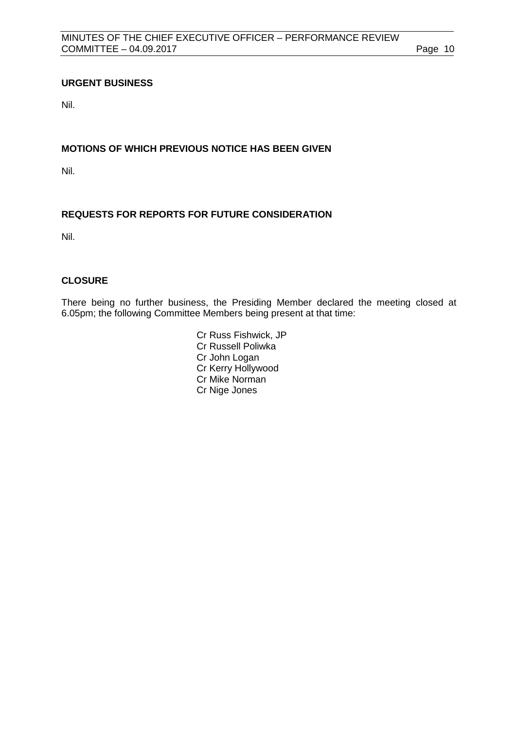## URGENT BUSINESS

Nil.

## MOTIONS OF WHICH PREVIOUS NOTICE HAS BEEN GIVEN

Nil.

## REQUESTS FOR REPORTS FOR FUTURE CONSIDERATION

Nil.

## CLOSURE

There being no further business, the Presiding Member declared the meeting closed at 6.05pm; the following Committee Members being present at that time:

Cr Russ Fishwick, JP
Cr Russell Poliwka
Cr John Logan
Cr Kerry Hollywood
Cr Mike Norman
Cr Nige Jones